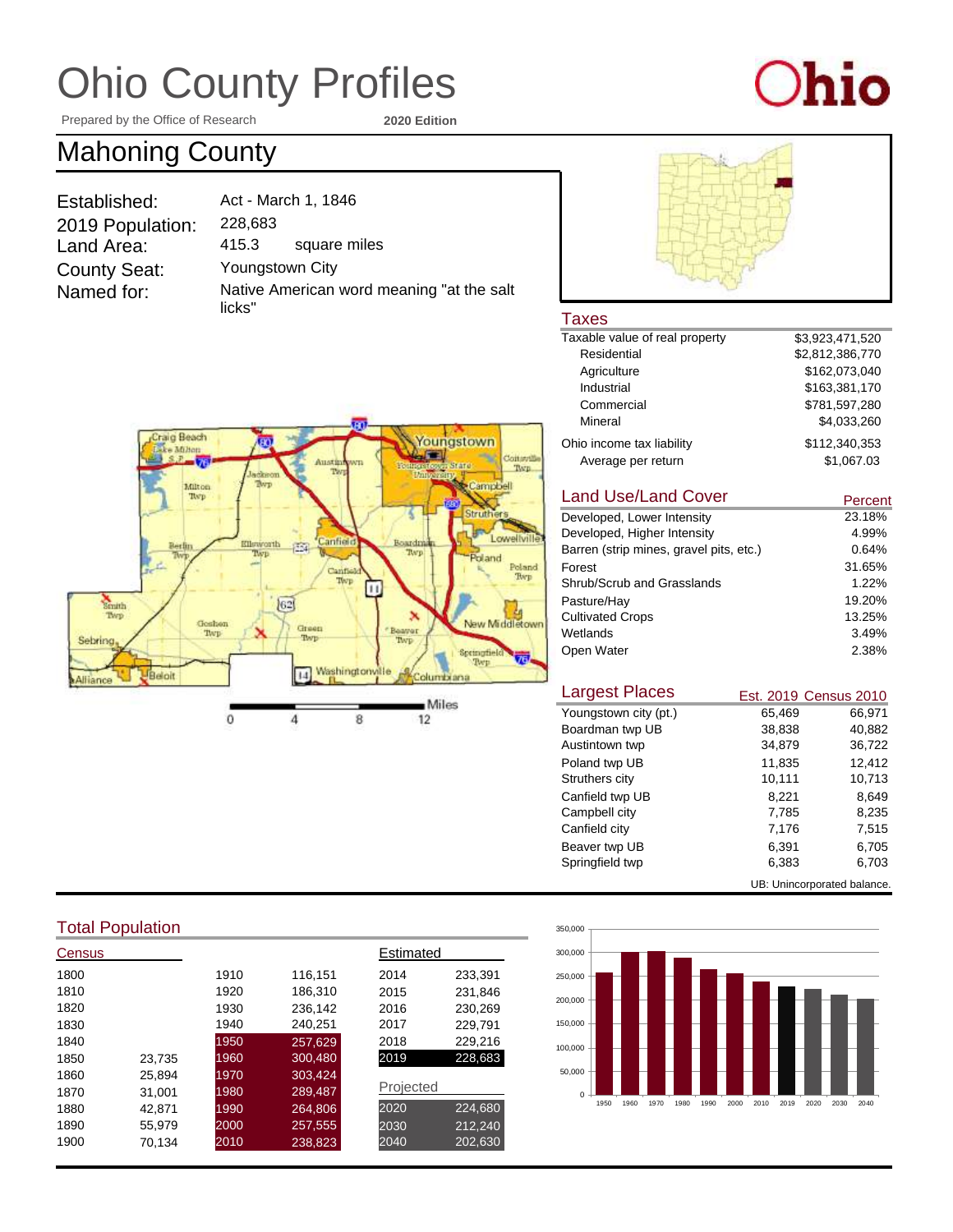# Ohio County Profiles

Prepared by the Office of Research — **2020 Edition**

## Mahoning County

| | |
|---|---|
| Established: | Act - March 1, 1846 |
| 2019 Population: | 228,683 |
| Land Area: | 415.3 square miles |
| County Seat: | Youngstown City |
| Named for: | Native American word meaning "at the salt licks" |

### Taxes

| | |
|---|---|
| Taxable value of real property | $3,923,471,520 |
| Residential | $2,812,386,770 |
| Agriculture | $162,073,040 |
| Industrial | $163,381,170 |
| Commercial | $781,597,280 |
| Mineral | $4,033,260 |
| Ohio income tax liability | $112,340,353 |
| Average per return | $1,067.03 |

### Land Use/Land Cover

| | Percent |
|---|---|
| Developed, Lower Intensity | 23.18% |
| Developed, Higher Intensity | 4.99% |
| Barren (strip mines, gravel pits, etc.) | 0.64% |
| Forest | 31.65% |
| Shrub/Scrub and Grasslands | 1.22% |
| Pasture/Hay | 19.20% |
| Cultivated Crops | 13.25% |
| Wetlands | 3.49% |
| Open Water | 2.38% |

### Largest Places

| | Est. 2019 | Census 2010 |
|---|---|---|
| Youngstown city (pt.) | 65,469 | 66,971 |
| Boardman twp UB | 38,838 | 40,882 |
| Austintown twp | 34,879 | 36,722 |
| Poland twp UB | 11,835 | 12,412 |
| Struthers city | 10,111 | 10,713 |
| Canfield twp UB | 8,221 | 8,649 |
| Campbell city | 7,785 | 8,235 |
| Canfield city | 7,176 | 7,515 |
| Beaver twp UB | 6,391 | 6,705 |
| Springfield twp | 6,383 | 6,703 |

UB: Unincorporated balance.

### Total Population

| Census | | | |
|---|---|---|---|
| 1800 | | 1910 | 116,151 |
| 1810 | | 1920 | 186,310 |
| 1820 | | 1930 | 236,142 |
| 1830 | | 1940 | 240,251 |
| 1840 | | 1950 | 257,629 |
| 1850 | 23,735 | 1960 | 300,480 |
| 1860 | 25,894 | 1970 | 303,424 |
| 1870 | 31,001 | 1980 | 289,487 |
| 1880 | 42,871 | 1990 | 264,806 |
| 1890 | 55,979 | 2000 | 257,555 |
| 1900 | 70,134 | 2010 | 238,823 |

| Estimated | |
|---|---|
| 2014 | 233,391 |
| 2015 | 231,846 |
| 2016 | 230,269 |
| 2017 | 229,791 |
| 2018 | 229,216 |
| 2019 | 228,683 |

| Projected | |
|---|---|
| 2020 | 224,680 |
| 2030 | 212,240 |
| 2040 | 202,630 |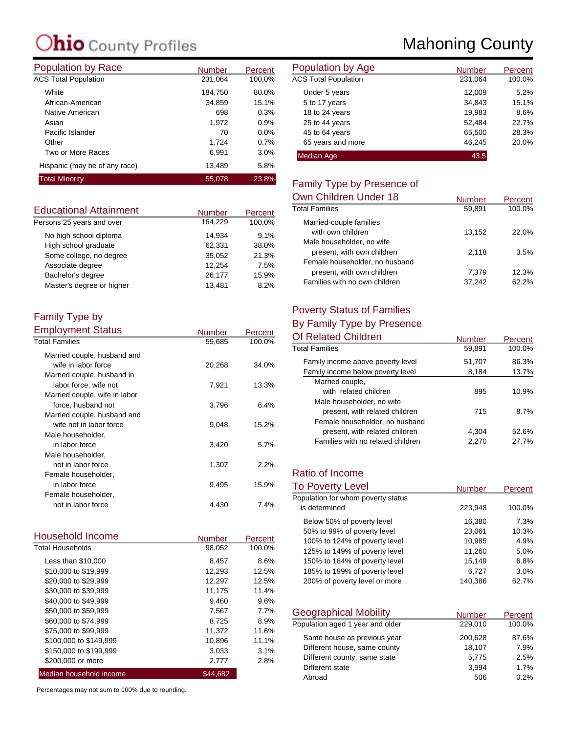# Ohio County Profiles

# Mahoning County

## Population by Race

| Population by Race | Number | Percent |
|---|---|---|
| ACS Total Population | 231,064 | 100.0% |
| White | 184,750 | 80.0% |
| African-American | 34,859 | 15.1% |
| Native American | 698 | 0.3% |
| Asian | 1,972 | 0.9% |
| Pacific Islander | 70 | 0.0% |
| Other | 1,724 | 0.7% |
| Two or More Races | 6,991 | 3.0% |
| Hispanic (may be of any race) | 13,489 | 5.8% |
| Total Minority | 55,078 | 23.8% |

## Educational Attainment

| Educational Attainment | Number | Percent |
|---|---|---|
| Persons 25 years and over | 164,229 | 100.0% |
| No high school diploma | 14,934 | 9.1% |
| High school graduate | 62,331 | 38.0% |
| Some college, no degree | 35,052 | 21.3% |
| Associate degree | 12,254 | 7.5% |
| Bachelor's degree | 26,177 | 15.9% |
| Master's degree or higher | 13,481 | 8.2% |

## Family Type by Employment Status

| Family Type by Employment Status | Number | Percent |
|---|---|---|
| Total Families | 59,685 | 100.0% |
| Married couple, husband and wife in labor force | 20,268 | 34.0% |
| Married couple, husband in labor force, wife not | 7,921 | 13.3% |
| Married couple, wife in labor force, husband not | 3,796 | 6.4% |
| Married couple, husband and wife not in labor force | 9,048 | 15.2% |
| Male householder, in labor force | 3,420 | 5.7% |
| Male householder, not in labor force | 1,307 | 2.2% |
| Female householder, in labor force | 9,495 | 15.9% |
| Female householder, not in labor force | 4,430 | 7.4% |

## Household Income

| Household Income | Number | Percent |
|---|---|---|
| Total Households | 98,052 | 100.0% |
| Less than $10,000 | 8,457 | 8.6% |
| $10,000 to $19,999 | 12,293 | 12.5% |
| $20,000 to $29,999 | 12,297 | 12.5% |
| $30,000 to $39,999 | 11,175 | 11.4% |
| $40,000 to $49,999 | 9,460 | 9.6% |
| $50,000 to $59,999 | 7,567 | 7.7% |
| $60,000 to $74,999 | 8,725 | 8.9% |
| $75,000 to $99,999 | 11,372 | 11.6% |
| $100,000 to $149,999 | 10,896 | 11.1% |
| $150,000 to $199,999 | 3,033 | 3.1% |
| $200,000 or more | 2,777 | 2.8% |
| Median household income | $44,682 | |

Percentages may not sum to 100% due to rounding.

## Population by Age

| Population by Age | Number | Percent |
|---|---|---|
| ACS Total Population | 231,064 | 100.0% |
| Under 5 years | 12,009 | 5.2% |
| 5 to 17 years | 34,843 | 15.1% |
| 18 to 24 years | 19,983 | 8.6% |
| 25 to 44 years | 52,484 | 22.7% |
| 45 to 64 years | 65,500 | 28.3% |
| 65 years and more | 46,245 | 20.0% |
| Median Age | 43.5 | |

## Family Type by Presence of Own Children Under 18

| Family Type by Presence of Own Children Under 18 | Number | Percent |
|---|---|---|
| Total Families | 59,891 | 100.0% |
| Married-couple families with own children | 13,152 | 22.0% |
| Male householder, no wife present, with own children | 2,118 | 3.5% |
| Female householder, no husband present, with own children | 7,379 | 12.3% |
| Families with no own children | 37,242 | 62.2% |

## Poverty Status of Families By Family Type by Presence Of Related Children

| Poverty Status of Families By Family Type by Presence Of Related Children | Number | Percent |
|---|---|---|
| Total Families | 59,891 | 100.0% |
| Family income above poverty level | 51,707 | 86.3% |
| Family income below poverty level | 8,184 | 13.7% |
| Married couple, with related children | 895 | 10.9% |
| Male householder, no wife present, with related children | 715 | 8.7% |
| Female householder, no husband present, with related children | 4,304 | 52.6% |
| Families with no related children | 2,270 | 27.7% |

## Ratio of Income To Poverty Level

| Ratio of Income To Poverty Level | Number | Percent |
|---|---|---|
| Population for whom poverty status is determined | 223,948 | 100.0% |
| Below 50% of poverty level | 16,380 | 7.3% |
| 50% to 99% of poverty level | 23,061 | 10.3% |
| 100% to 124% of poverty level | 10,985 | 4.9% |
| 125% to 149% of poverty level | 11,260 | 5.0% |
| 150% to 184% of poverty level | 15,149 | 6.8% |
| 185% to 199% of poverty level | 6,727 | 3.0% |
| 200% of poverty level or more | 140,386 | 62.7% |

## Geographical Mobility

| Geographical Mobility | Number | Percent |
|---|---|---|
| Population aged 1 year and older | 229,010 | 100.0% |
| Same house as previous year | 200,628 | 87.6% |
| Different house, same county | 18,107 | 7.9% |
| Different county, same state | 5,775 | 2.5% |
| Different state | 3,994 | 1.7% |
| Abroad | 506 | 0.2% |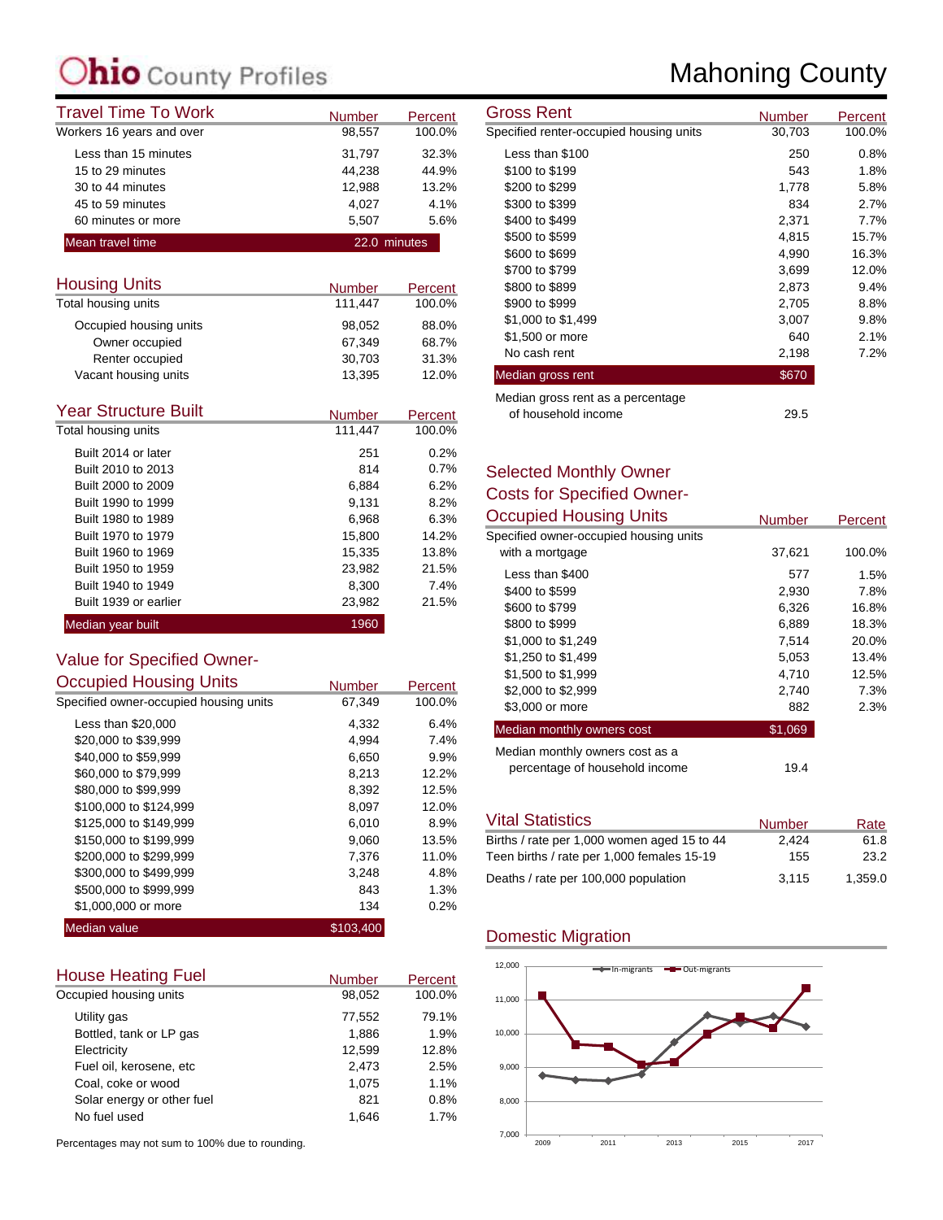# Ohio County Profiles

# Mahoning County

## Travel Time To Work

| | Number | Percent |
|---|---|---|
| Workers 16 years and over | 98,557 | 100.0% |
| Less than 15 minutes | 31,797 | 32.3% |
| 15 to 29 minutes | 44,238 | 44.9% |
| 30 to 44 minutes | 12,988 | 13.2% |
| 45 to 59 minutes | 4,027 | 4.1% |
| 60 minutes or more | 5,507 | 5.6% |
| **Mean travel time** | **22.0 minutes** | |

## Housing Units

| | Number | Percent |
|---|---|---|
| Total housing units | 111,447 | 100.0% |
| Occupied housing units | 98,052 | 88.0% |
| Owner occupied | 67,349 | 68.7% |
| Renter occupied | 30,703 | 31.3% |
| Vacant housing units | 13,395 | 12.0% |

## Year Structure Built

| | Number | Percent |
|---|---|---|
| Total housing units | 111,447 | 100.0% |
| Built 2014 or later | 251 | 0.2% |
| Built 2010 to 2013 | 814 | 0.7% |
| Built 2000 to 2009 | 6,884 | 6.2% |
| Built 1990 to 1999 | 9,131 | 8.2% |
| Built 1980 to 1989 | 6,968 | 6.3% |
| Built 1970 to 1979 | 15,800 | 14.2% |
| Built 1960 to 1969 | 15,335 | 13.8% |
| Built 1950 to 1959 | 23,982 | 21.5% |
| Built 1940 to 1949 | 8,300 | 7.4% |
| Built 1939 or earlier | 23,982 | 21.5% |
| **Median year built** | **1960** | |

## Value for Specified Owner-Occupied Housing Units

| | Number | Percent |
|---|---|---|
| Specified owner-occupied housing units | 67,349 | 100.0% |
| Less than $20,000 | 4,332 | 6.4% |
| $20,000 to $39,999 | 4,994 | 7.4% |
| $40,000 to $59,999 | 6,650 | 9.9% |
| $60,000 to $79,999 | 8,213 | 12.2% |
| $80,000 to $99,999 | 8,392 | 12.5% |
| $100,000 to $124,999 | 8,097 | 12.0% |
| $125,000 to $149,999 | 6,010 | 8.9% |
| $150,000 to $199,999 | 9,060 | 13.5% |
| $200,000 to $299,999 | 7,376 | 11.0% |
| $300,000 to $499,999 | 3,248 | 4.8% |
| $500,000 to $999,999 | 843 | 1.3% |
| $1,000,000 or more | 134 | 0.2% |
| **Median value** | **$103,400** | |

## House Heating Fuel

| | Number | Percent |
|---|---|---|
| Occupied housing units | 98,052 | 100.0% |
| Utility gas | 77,552 | 79.1% |
| Bottled, tank or LP gas | 1,886 | 1.9% |
| Electricity | 12,599 | 12.8% |
| Fuel oil, kerosene, etc | 2,473 | 2.5% |
| Coal, coke or wood | 1,075 | 1.1% |
| Solar energy or other fuel | 821 | 0.8% |
| No fuel used | 1,646 | 1.7% |

Percentages may not sum to 100% due to rounding.

## Gross Rent

| | Number | Percent |
|---|---|---|
| Specified renter-occupied housing units | 30,703 | 100.0% |
| Less than $100 | 250 | 0.8% |
| $100 to $199 | 543 | 1.8% |
| $200 to $299 | 1,778 | 5.8% |
| $300 to $399 | 834 | 2.7% |
| $400 to $499 | 2,371 | 7.7% |
| $500 to $599 | 4,815 | 15.7% |
| $600 to $699 | 4,990 | 16.3% |
| $700 to $799 | 3,699 | 12.0% |
| $800 to $899 | 2,873 | 9.4% |
| $900 to $999 | 2,705 | 8.8% |
| $1,000 to $1,499 | 3,007 | 9.8% |
| $1,500 or more | 640 | 2.1% |
| No cash rent | 2,198 | 7.2% |
| **Median gross rent** | **$670** | |
| Median gross rent as a percentage of household income | 29.5 | |

## Selected Monthly Owner Costs for Specified Owner-Occupied Housing Units

| | Number | Percent |
|---|---|---|
| Specified owner-occupied housing units with a mortgage | 37,621 | 100.0% |
| Less than $400 | 577 | 1.5% |
| $400 to $599 | 2,930 | 7.8% |
| $600 to $799 | 6,326 | 16.8% |
| $800 to $999 | 6,889 | 18.3% |
| $1,000 to $1,249 | 7,514 | 20.0% |
| $1,250 to $1,499 | 5,053 | 13.4% |
| $1,500 to $1,999 | 4,710 | 12.5% |
| $2,000 to $2,999 | 2,740 | 7.3% |
| $3,000 or more | 882 | 2.3% |
| **Median monthly owners cost** | **$1,069** | |
| Median monthly owners cost as a percentage of household income | 19.4 | |

## Vital Statistics

| | Number | Rate |
|---|---|---|
| Births / rate per 1,000 women aged 15 to 44 | 2,424 | 61.8 |
| Teen births / rate per 1,000 females 15-19 | 155 | 23.2 |
| Deaths / rate per 100,000 population | 3,115 | 1,359.0 |

## Domestic Migration

(Chart: In-migrants and Out-migrants, 2009–2017; y-axis 7,000 to 12,000)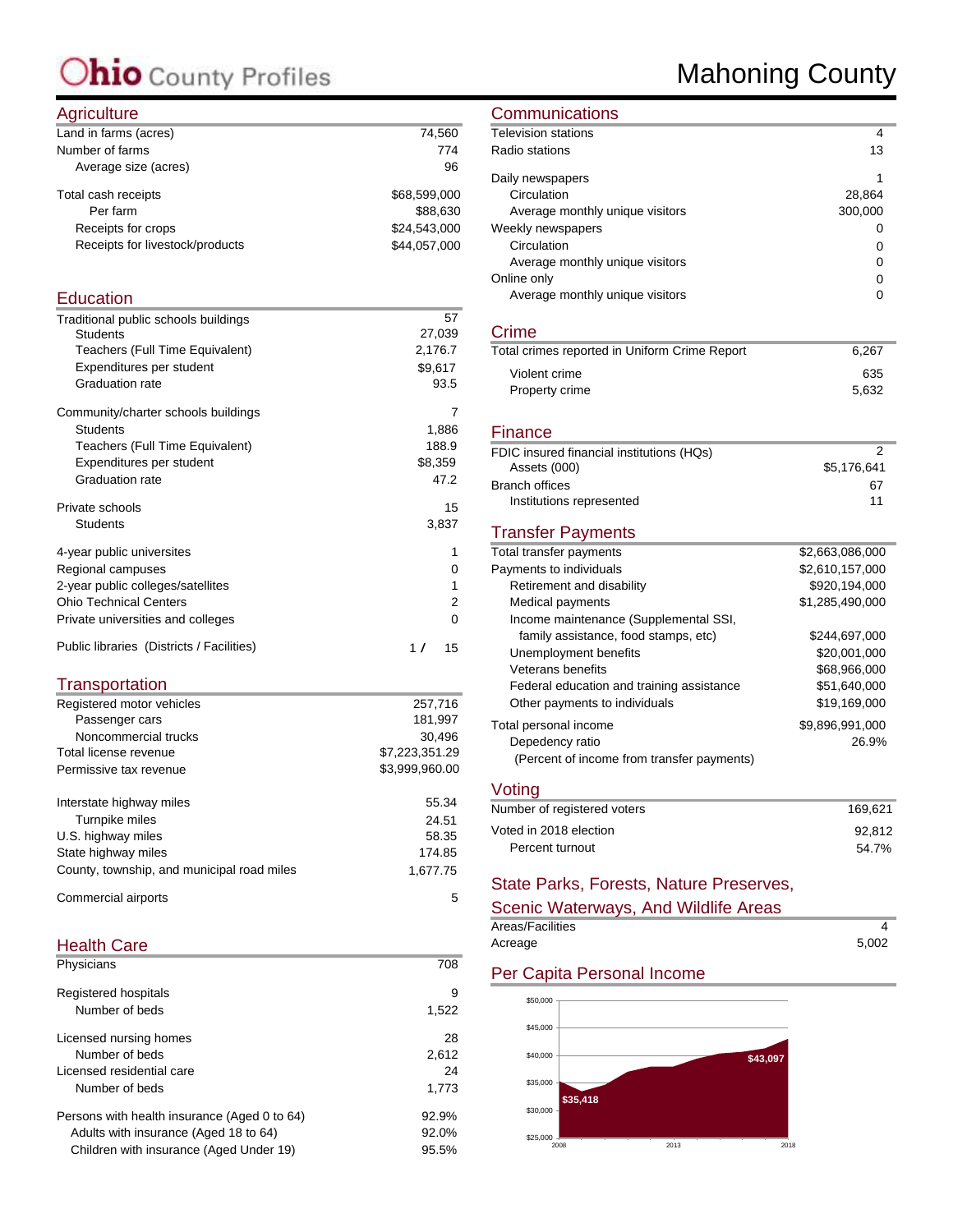# Ohio County Profiles

# Mahoning County

## Agriculture

| | |
|---|---|
| Land in farms (acres) | 74,560 |
| Number of farms | 774 |
| Average size (acres) | 96 |
| Total cash receipts | $68,599,000 |
| Per farm | $88,630 |
| Receipts for crops | $24,543,000 |
| Receipts for livestock/products | $44,057,000 |

## Education

| | |
|---|---|
| Traditional public schools buildings | 57 |
| Students | 27,039 |
| Teachers (Full Time Equivalent) | 2,176.7 |
| Expenditures per student | $9,617 |
| Graduation rate | 93.5 |
| Community/charter schools buildings | 7 |
| Students | 1,886 |
| Teachers (Full Time Equivalent) | 188.9 |
| Expenditures per student | $8,359 |
| Graduation rate | 47.2 |
| Private schools | 15 |
| Students | 3,837 |
| 4-year public universites | 1 |
| Regional campuses | 0 |
| 2-year public colleges/satellites | 1 |
| Ohio Technical Centers | 2 |
| Private universities and colleges | 0 |
| Public libraries (Districts / Facilities) | 1 / 15 |

## Transportation

| | |
|---|---|
| Registered motor vehicles | 257,716 |
| Passenger cars | 181,997 |
| Noncommercial trucks | 30,496 |
| Total license revenue | $7,223,351.29 |
| Permissive tax revenue | $3,999,960.00 |
| Interstate highway miles | 55.34 |
| Turnpike miles | 24.51 |
| U.S. highway miles | 58.35 |
| State highway miles | 174.85 |
| County, township, and municipal road miles | 1,677.75 |
| Commercial airports | 5 |

## Health Care

| | |
|---|---|
| Physicians | 708 |
| Registered hospitals | 9 |
| Number of beds | 1,522 |
| Licensed nursing homes | 28 |
| Number of beds | 2,612 |
| Licensed residential care | 24 |
| Number of beds | 1,773 |
| Persons with health insurance (Aged 0 to 64) | 92.9% |
| Adults with insurance (Aged 18 to 64) | 92.0% |
| Children with insurance (Aged Under 19) | 95.5% |

## Communications

| | |
|---|---|
| Television stations | 4 |
| Radio stations | 13 |
| Daily newspapers | 1 |
| Circulation | 28,864 |
| Average monthly unique visitors | 300,000 |
| Weekly newspapers | 0 |
| Circulation | 0 |
| Average monthly unique visitors | 0 |
| Online only | 0 |
| Average monthly unique visitors | 0 |

## Crime

| | |
|---|---|
| Total crimes reported in Uniform Crime Report | 6,267 |
| Violent crime | 635 |
| Property crime | 5,632 |

## Finance

| | |
|---|---|
| FDIC insured financial institutions (HQs) | 2 |
| Assets (000) | $5,176,641 |
| Branch offices | 67 |
| Institutions represented | 11 |

## Transfer Payments

| | |
|---|---|
| Total transfer payments | $2,663,086,000 |
| Payments to individuals | $2,610,157,000 |
| Retirement and disability | $920,194,000 |
| Medical payments | $1,285,490,000 |
| Income maintenance (Supplemental SSI, family assistance, food stamps, etc) | $244,697,000 |
| Unemployment benefits | $20,001,000 |
| Veterans benefits | $68,966,000 |
| Federal education and training assistance | $51,640,000 |
| Other payments to individuals | $19,169,000 |
| Total personal income | $9,896,991,000 |
| Depedency ratio (Percent of income from transfer payments) | 26.9% |

## Voting

| | |
|---|---|
| Number of registered voters | 169,621 |
| Voted in 2018 election | 92,812 |
| Percent turnout | 54.7% |

## State Parks, Forests, Nature Preserves, Scenic Waterways, And Wildlife Areas

| | |
|---|---|
| Areas/Facilities | 4 |
| Acreage | 5,002 |

## Per Capita Personal Income

Chart: per capita personal income 2008–2018, from $35,418 (2008) to $43,097 (2018). Y-axis: $25,000–$50,000; X-axis: 2008, 2013, 2018.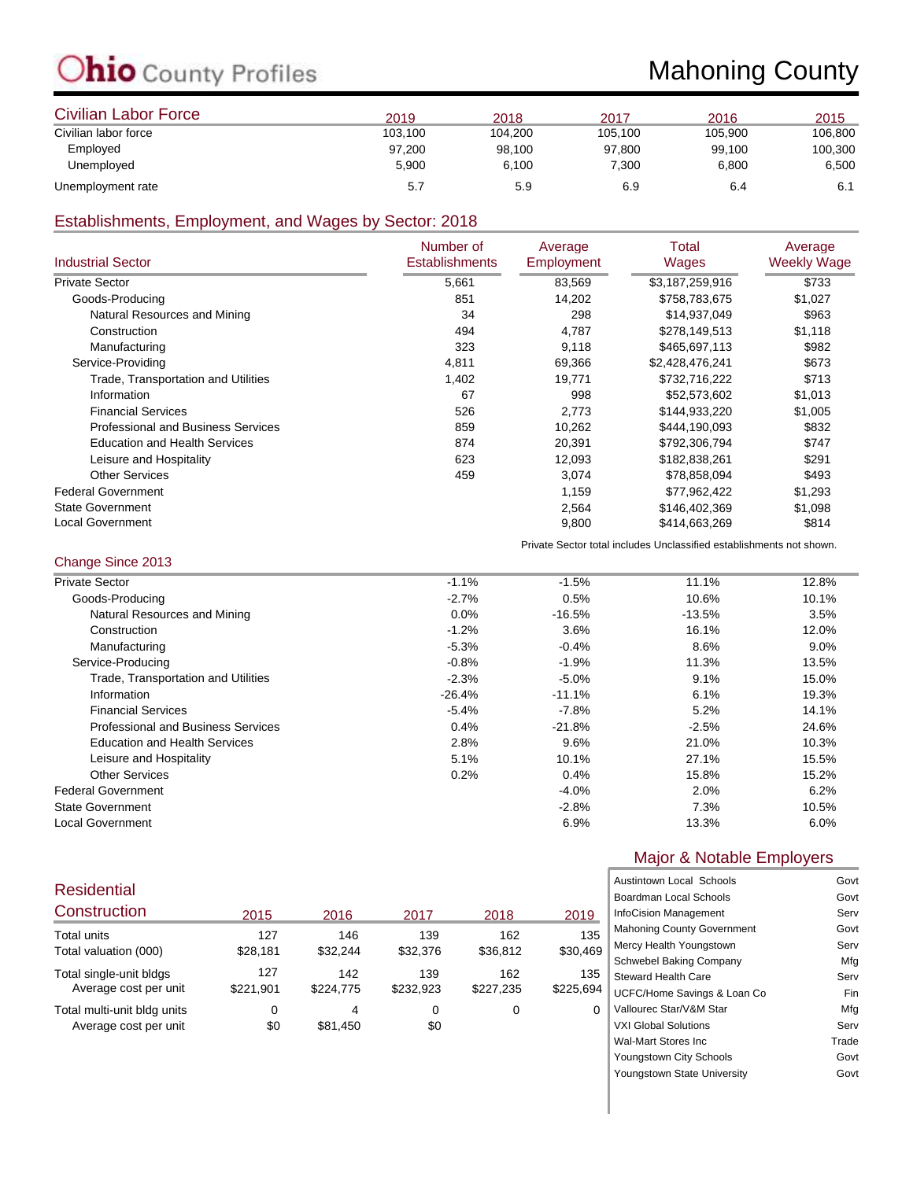# Ohio County Profiles — Mahoning County

## Civilian Labor Force

| Civilian Labor Force | 2019 | 2018 | 2017 | 2016 | 2015 |
|---|---|---|---|---|---|
| Civilian labor force | 103,100 | 104,200 | 105,100 | 105,900 | 106,800 |
| Employed | 97,200 | 98,100 | 97,800 | 99,100 | 100,300 |
| Unemployed | 5,900 | 6,100 | 7,300 | 6,800 | 6,500 |
| Unemployment rate | 5.7 | 5.9 | 6.9 | 6.4 | 6.1 |

## Establishments, Employment, and Wages by Sector: 2018

| Industrial Sector | Number of Establishments | Average Employment | Total Wages | Average Weekly Wage |
|---|---|---|---|---|
| Private Sector | 5,661 | 83,569 | $3,187,259,916 | $733 |
| Goods-Producing | 851 | 14,202 | $758,783,675 | $1,027 |
| Natural Resources and Mining | 34 | 298 | $14,937,049 | $963 |
| Construction | 494 | 4,787 | $278,149,513 | $1,118 |
| Manufacturing | 323 | 9,118 | $465,697,113 | $982 |
| Service-Providing | 4,811 | 69,366 | $2,428,476,241 | $673 |
| Trade, Transportation and Utilities | 1,402 | 19,771 | $732,716,222 | $713 |
| Information | 67 | 998 | $52,573,602 | $1,013 |
| Financial Services | 526 | 2,773 | $144,933,220 | $1,005 |
| Professional and Business Services | 859 | 10,262 | $444,190,093 | $832 |
| Education and Health Services | 874 | 20,391 | $792,306,794 | $747 |
| Leisure and Hospitality | 623 | 12,093 | $182,838,261 | $291 |
| Other Services | 459 | 3,074 | $78,858,094 | $493 |
| Federal Government | | 1,159 | $77,962,422 | $1,293 |
| State Government | | 2,564 | $146,402,369 | $1,098 |
| Local Government | | 9,800 | $414,663,269 | $814 |

Private Sector total includes Unclassified establishments not shown.

### Change Since 2013

| Industrial Sector | Number of Establishments | Average Employment | Total Wages | Average Weekly Wage |
|---|---|---|---|---|
| Private Sector | -1.1% | -1.5% | 11.1% | 12.8% |
| Goods-Producing | -2.7% | 0.5% | 10.6% | 10.1% |
| Natural Resources and Mining | 0.0% | -16.5% | -13.5% | 3.5% |
| Construction | -1.2% | 3.6% | 16.1% | 12.0% |
| Manufacturing | -5.3% | -0.4% | 8.6% | 9.0% |
| Service-Producing | -0.8% | -1.9% | 11.3% | 13.5% |
| Trade, Transportation and Utilities | -2.3% | -5.0% | 9.1% | 15.0% |
| Information | -26.4% | -11.1% | 6.1% | 19.3% |
| Financial Services | -5.4% | -7.8% | 5.2% | 14.1% |
| Professional and Business Services | 0.4% | -21.8% | -2.5% | 24.6% |
| Education and Health Services | 2.8% | 9.6% | 21.0% | 10.3% |
| Leisure and Hospitality | 5.1% | 10.1% | 27.1% | 15.5% |
| Other Services | 0.2% | 0.4% | 15.8% | 15.2% |
| Federal Government | | -4.0% | 2.0% | 6.2% |
| State Government | | -2.8% | 7.3% | 10.5% |
| Local Government | | 6.9% | 13.3% | 6.0% |

## Residential Construction

| Residential Construction | 2015 | 2016 | 2017 | 2018 | 2019 |
|---|---|---|---|---|---|
| Total units | 127 | 146 | 139 | 162 | 135 |
| Total valuation (000) | $28,181 | $32,244 | $32,376 | $36,812 | $30,469 |
| Total single-unit bldgs | 127 | 142 | 139 | 162 | 135 |
| Average cost per unit | $221,901 | $224,775 | $232,923 | $227,235 | $225,694 |
| Total multi-unit bldg units | 0 | 4 | 0 | 0 | 0 |
| Average cost per unit | $0 | $81,450 | $0 | | |

## Major & Notable Employers

| Employer | Sector |
|---|---|
| Austintown Local Schools | Govt |
| Boardman Local Schools | Govt |
| InfoCision Management | Serv |
| Mahoning County Government | Govt |
| Mercy Health Youngstown | Serv |
| Schwebel Baking Company | Mfg |
| Steward Health Care | Serv |
| UCFC/Home Savings & Loan Co | Fin |
| Vallourec Star/V&M Star | Mfg |
| VXI Global Solutions | Serv |
| Wal-Mart Stores Inc | Trade |
| Youngstown City Schools | Govt |
| Youngstown State University | Govt |